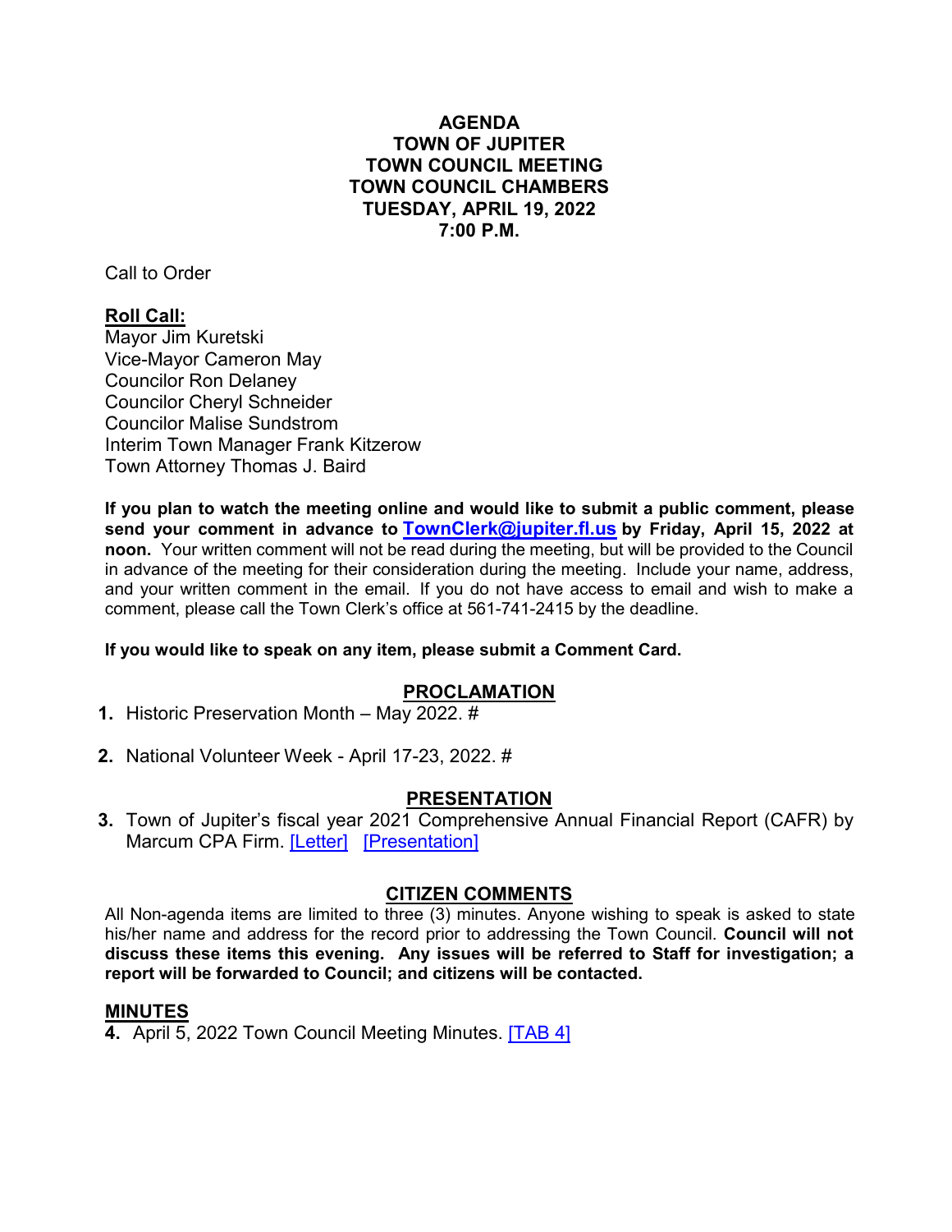# AGENDA
# TOWN OF JUPITER
# TOWN COUNCIL MEETING
# TOWN COUNCIL CHAMBERS
# TUESDAY, APRIL 19, 2022
# 7:00 P.M.

Call to Order

**Roll Call:**

Mayor Jim Kuretski
Vice-Mayor Cameron May
Councilor Ron Delaney
Councilor Cheryl Schneider
Councilor Malise Sundstrom
Interim Town Manager Frank Kitzerow
Town Attorney Thomas J. Baird

**If you plan to watch the meeting online and would like to submit a public comment, please send your comment in advance to TownClerk@jupiter.fl.us by Friday, April 15, 2022 at noon.** Your written comment will not be read during the meeting, but will be provided to the Council in advance of the meeting for their consideration during the meeting. Include your name, address, and your written comment in the email. If you do not have access to email and wish to make a comment, please call the Town Clerk's office at 561-741-2415 by the deadline.

**If you would like to speak on any item, please submit a Comment Card.**

## PROCLAMATION

1. Historic Preservation Month – May 2022. #

2. National Volunteer Week - April 17-23, 2022. #

## PRESENTATION

3. Town of Jupiter's fiscal year 2021 Comprehensive Annual Financial Report (CAFR) by Marcum CPA Firm. [Letter] [Presentation]

## CITIZEN COMMENTS

All Non-agenda items are limited to three (3) minutes. Anyone wishing to speak is asked to state his/her name and address for the record prior to addressing the Town Council. **Council will not discuss these items this evening. Any issues will be referred to Staff for investigation; a report will be forwarded to Council; and citizens will be contacted.**

## MINUTES

4. April 5, 2022 Town Council Meeting Minutes. [TAB 4]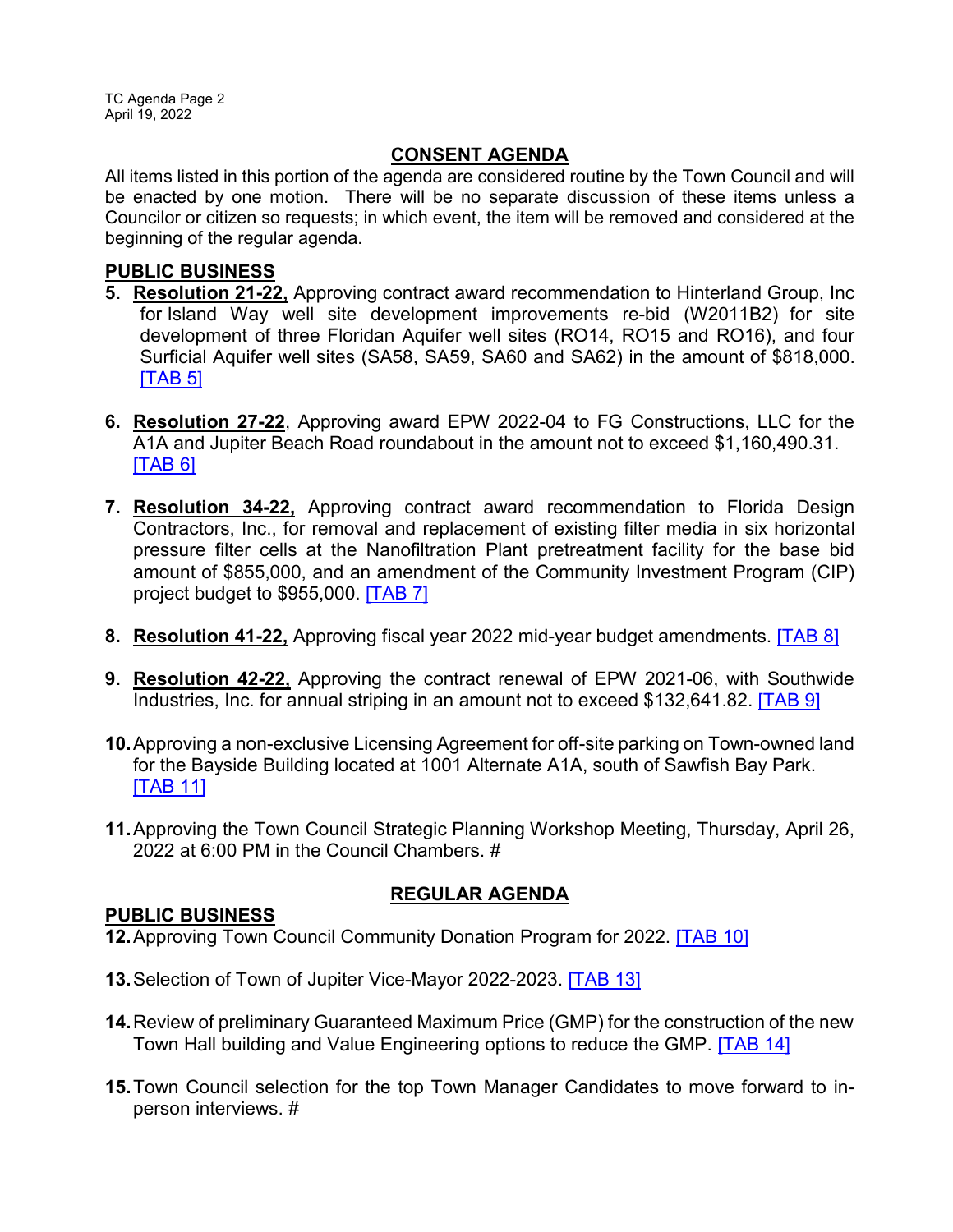## CONSENT AGENDA

All items listed in this portion of the agenda are considered routine by the Town Council and will be enacted by one motion. There will be no separate discussion of these items unless a Councilor or citizen so requests; in which event, the item will be removed and considered at the beginning of the regular agenda.

### PUBLIC BUSINESS

5. **Resolution 21-22,** Approving contract award recommendation to Hinterland Group, Inc for Island Way well site development improvements re-bid (W2011B2) for site development of three Floridan Aquifer well sites (RO14, RO15 and RO16), and four Surficial Aquifer well sites (SA58, SA59, SA60 and SA62) in the amount of $818,000. [TAB 5]

6. **Resolution 27-22**, Approving award EPW 2022-04 to FG Constructions, LLC for the A1A and Jupiter Beach Road roundabout in the amount not to exceed $1,160,490.31. [TAB 6]

7. **Resolution 34-22,** Approving contract award recommendation to Florida Design Contractors, Inc., for removal and replacement of existing filter media in six horizontal pressure filter cells at the Nanofiltration Plant pretreatment facility for the base bid amount of $855,000, and an amendment of the Community Investment Program (CIP) project budget to $955,000. [TAB 7]

8. **Resolution 41-22,** Approving fiscal year 2022 mid-year budget amendments. [TAB 8]

9. **Resolution 42-22,** Approving the contract renewal of EPW 2021-06, with Southwide Industries, Inc. for annual striping in an amount not to exceed $132,641.82. [TAB 9]

10. Approving a non-exclusive Licensing Agreement for off-site parking on Town-owned land for the Bayside Building located at 1001 Alternate A1A, south of Sawfish Bay Park. [TAB 11]

11. Approving the Town Council Strategic Planning Workshop Meeting, Thursday, April 26, 2022 at 6:00 PM in the Council Chambers. #

## REGULAR AGENDA

### PUBLIC BUSINESS

12. Approving Town Council Community Donation Program for 2022. [TAB 10]

13. Selection of Town of Jupiter Vice-Mayor 2022-2023. [TAB 13]

14. Review of preliminary Guaranteed Maximum Price (GMP) for the construction of the new Town Hall building and Value Engineering options to reduce the GMP. [TAB 14]

15. Town Council selection for the top Town Manager Candidates to move forward to in-person interviews. #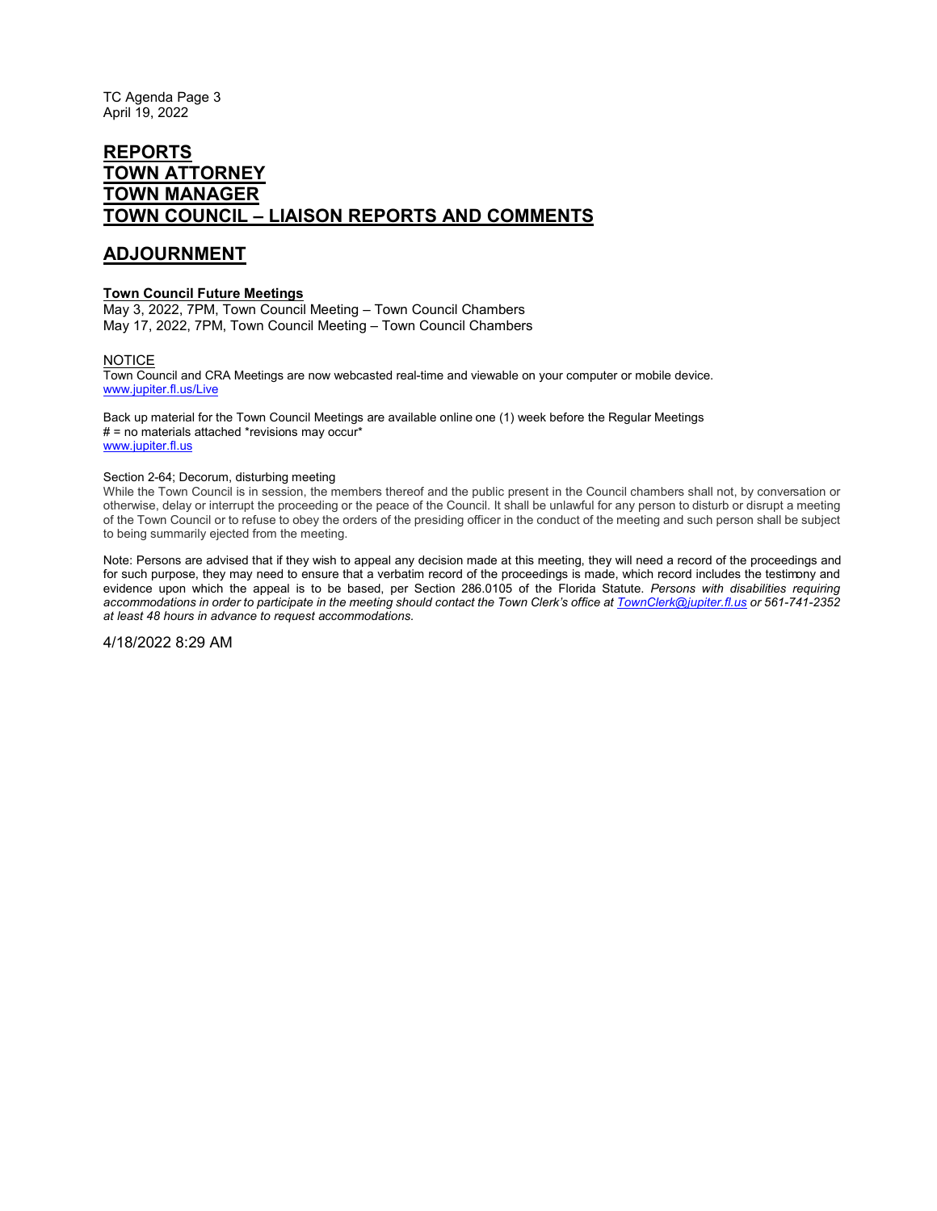## REPORTS

## TOWN ATTORNEY

## TOWN MANAGER

## TOWN COUNCIL – LIAISON REPORTS AND COMMENTS

## ADJOURNMENT

**Town Council Future Meetings**

May 3, 2022, 7PM, Town Council Meeting – Town Council Chambers
May 17, 2022, 7PM, Town Council Meeting – Town Council Chambers

NOTICE

Town Council and CRA Meetings are now webcasted real-time and viewable on your computer or mobile device.
www.jupiter.fl.us/Live

Back up material for the Town Council Meetings are available online one (1) week before the Regular Meetings
# = no materials attached *revisions may occur*
www.jupiter.fl.us

Section 2-64; Decorum, disturbing meeting

While the Town Council is in session, the members thereof and the public present in the Council chambers shall not, by conversation or otherwise, delay or interrupt the proceeding or the peace of the Council. It shall be unlawful for any person to disturb or disrupt a meeting of the Town Council or to refuse to obey the orders of the presiding officer in the conduct of the meeting and such person shall be subject to being summarily ejected from the meeting.

Note: Persons are advised that if they wish to appeal any decision made at this meeting, they will need a record of the proceedings and for such purpose, they may need to ensure that a verbatim record of the proceedings is made, which record includes the testimony and evidence upon which the appeal is to be based, per Section 286.0105 of the Florida Statute. *Persons with disabilities requiring accommodations in order to participate in the meeting should contact the Town Clerk's office at TownClerk@jupiter.fl.us or 561-741-2352 at least 48 hours in advance to request accommodations.*

4/18/2022 8:29 AM